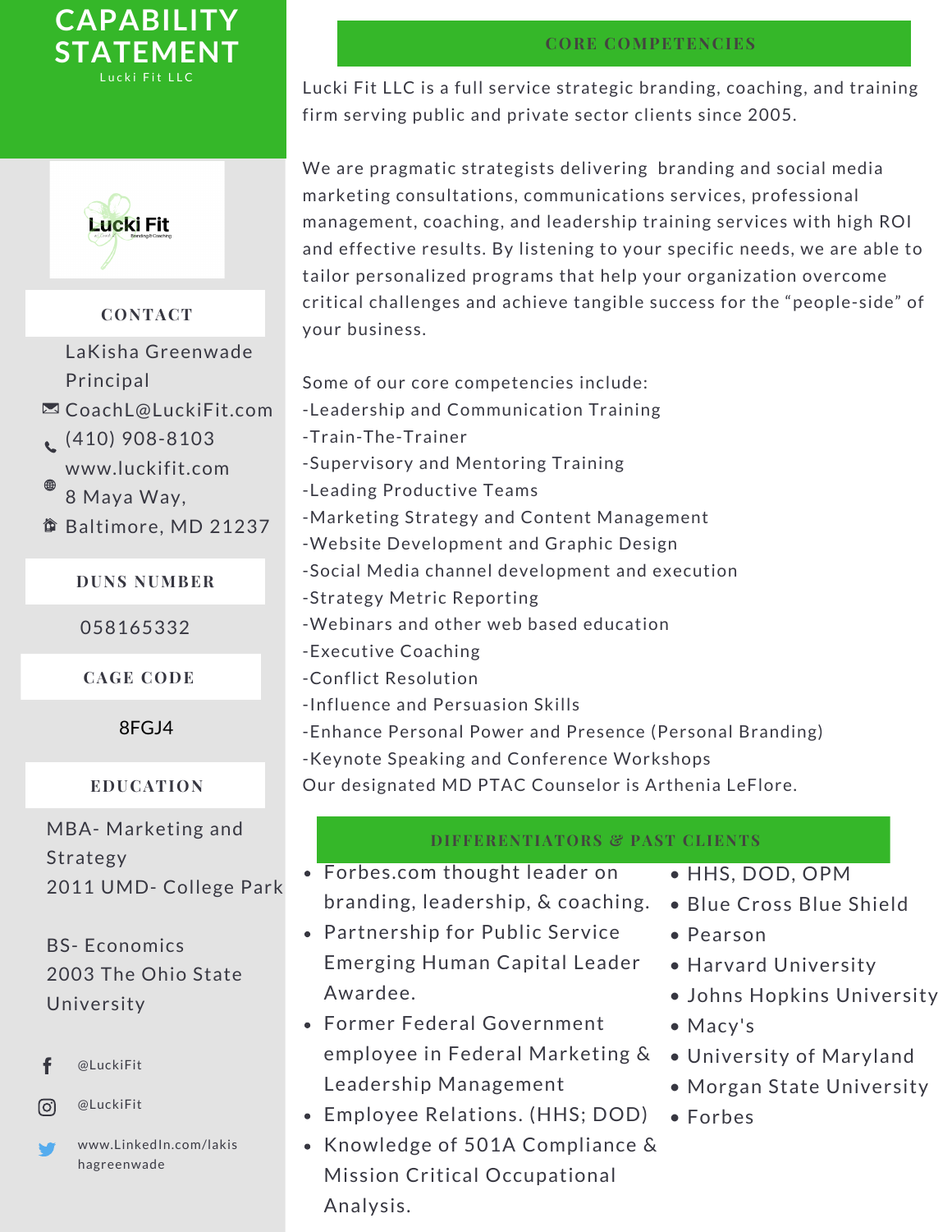# CAPABILITY STATEMENT

Lucki Fit LLC

## CONTACT

LaKisha Greenwade
Principal
CoachL@LuckiFit.com
(410) 908-8103
www.luckifit.com
8 Maya Way,
Baltimore, MD 21237

## DUNS NUMBER

058165332

## CAGE CODE

8FGJ4

## EDUCATION

MBA- Marketing and Strategy
2011 UMD- College Park

BS- Economics
2003 The Ohio State University

@LuckiFit

@LuckiFit

www.LinkedIn.com/lakishagreenwade

## CORE COMPETENCIES

Lucki Fit LLC is a full service strategic branding, coaching, and training firm serving public and private sector clients since 2005.

We are pragmatic strategists delivering branding and social media marketing consultations, communications services, professional management, coaching, and leadership training services with high ROI and effective results. By listening to your specific needs, we are able to tailor personalized programs that help your organization overcome critical challenges and achieve tangible success for the "people-side" of your business.

Some of our core competencies include:
-Leadership and Communication Training
-Train-The-Trainer
-Supervisory and Mentoring Training
-Leading Productive Teams
-Marketing Strategy and Content Management
-Website Development and Graphic Design
-Social Media channel development and execution
-Strategy Metric Reporting
-Webinars and other web based education
-Executive Coaching
-Conflict Resolution
-Influence and Persuasion Skills
-Enhance Personal Power and Presence (Personal Branding)
-Keynote Speaking and Conference Workshops
Our designated MD PTAC Counselor is Arthenia LeFlore.

## DIFFERENTIATORS & PAST CLIENTS

- Forbes.com thought leader on branding, leadership, & coaching.
- Partnership for Public Service Emerging Human Capital Leader Awardee.
- Former Federal Government employee in Federal Marketing & Leadership Management
- Employee Relations. (HHS; DOD)
- Knowledge of 501A Compliance & Mission Critical Occupational Analysis.

- HHS, DOD, OPM
- Blue Cross Blue Shield
- Pearson
- Harvard University
- Johns Hopkins University
- Macy's
- University of Maryland
- Morgan State University
- Forbes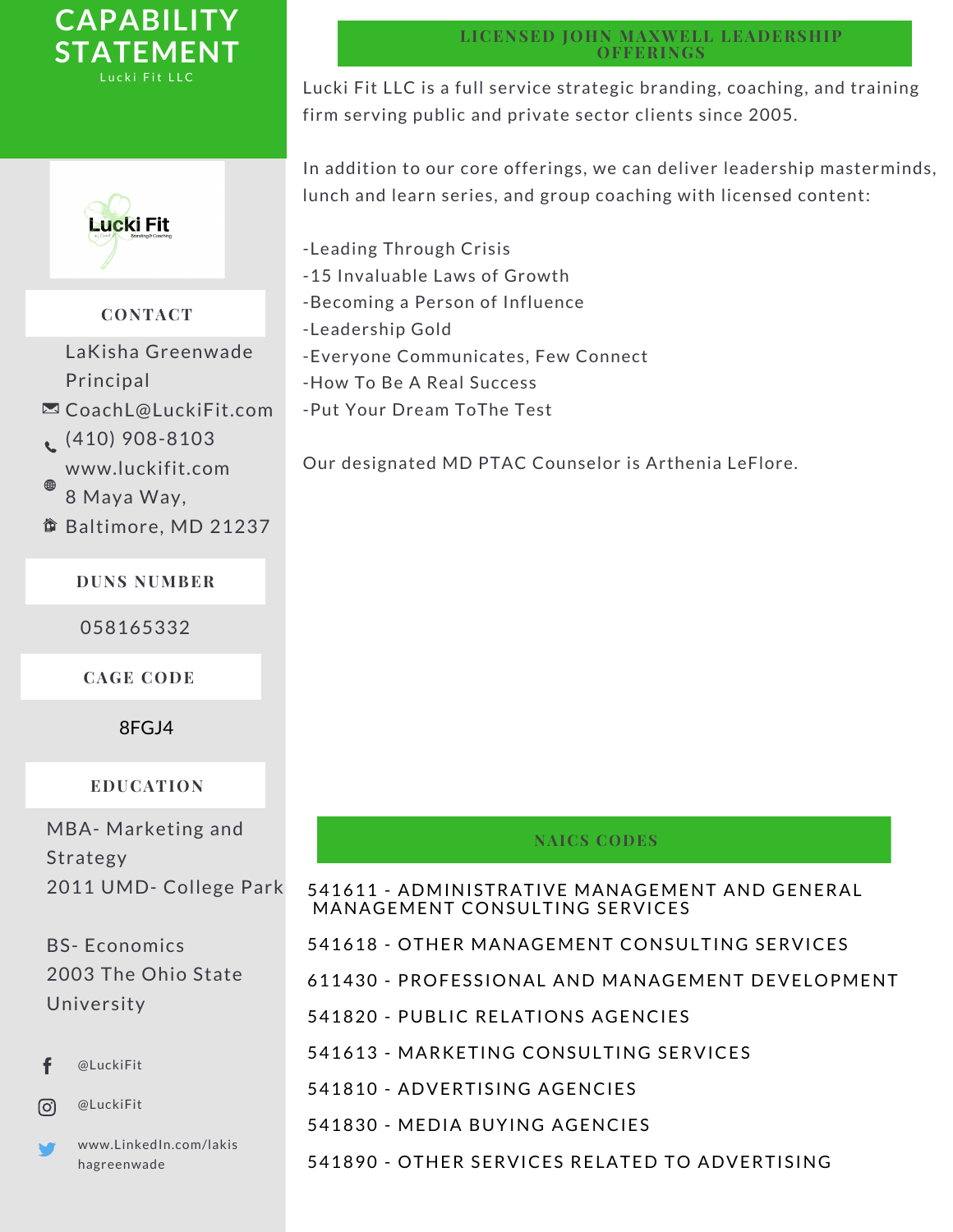# CAPABILITY STATEMENT

Lucki Fit LLC

### CONTACT

LaKisha Greenwade
Principal
CoachL@LuckiFit.com
(410) 908-8103
www.luckifit.com
8 Maya Way,
Baltimore, MD 21237

### DUNS NUMBER

058165332

### CAGE CODE

8FGJ4

### EDUCATION

MBA- Marketing and Strategy
2011 UMD- College Park

BS- Economics
2003 The Ohio State University

@LuckiFit

@LuckiFit

www.LinkedIn.com/lakishagreenwade

## LICENSED JOHN MAXWELL LEADERSHIP OFFERINGS

Lucki Fit LLC is a full service strategic branding, coaching, and training firm serving public and private sector clients since 2005.

In addition to our core offerings, we can deliver leadership masterminds, lunch and learn series, and group coaching with licensed content:

-Leading Through Crisis
-15 Invaluable Laws of Growth
-Becoming a Person of Influence
-Leadership Gold
-Everyone Communicates, Few Connect
-How To Be A Real Success
-Put Your Dream ToThe Test

Our designated MD PTAC Counselor is Arthenia LeFlore.

## NAICS CODES

541611 - ADMINISTRATIVE MANAGEMENT AND GENERAL MANAGEMENT CONSULTING SERVICES

541618 - OTHER MANAGEMENT CONSULTING SERVICES

611430 - PROFESSIONAL AND MANAGEMENT DEVELOPMENT

541820 - PUBLIC RELATIONS AGENCIES

541613 - MARKETING CONSULTING SERVICES

541810 - ADVERTISING AGENCIES

541830 - MEDIA BUYING AGENCIES

541890 - OTHER SERVICES RELATED TO ADVERTISING